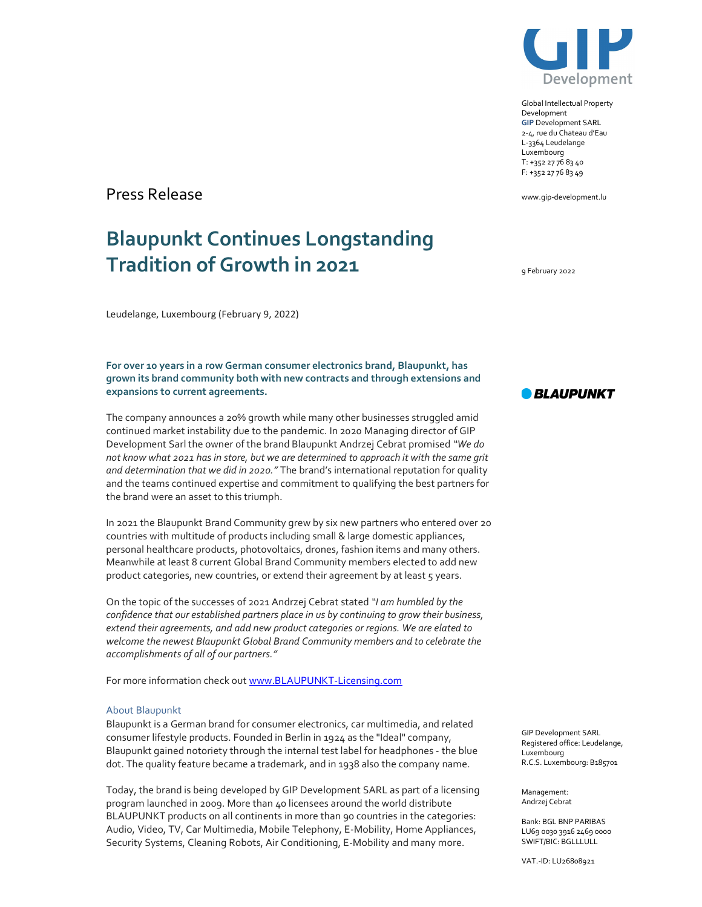Global Intellectual Property Development
**GIP** Development SARL
2-4, rue du Chateau d'Eau
L-3364 Leudelange
Luxembourg
T: +352 27 76 83 40
F: +352 27 76 83 49

www.gip-development.lu

Press Release

9 February 2022

# Blaupunkt Continues Longstanding Tradition of Growth in 2021

Leudelange, Luxembourg (February 9, 2022)

**For over 10 years in a row German consumer electronics brand, Blaupunkt, has grown its brand community both with new contracts and through extensions and expansions to current agreements.**

The company announces a 20% growth while many other businesses struggled amid continued market instability due to the pandemic. In 2020 Managing director of GIP Development Sarl the owner of the brand Blaupunkt Andrzej Cebrat promised *"We do not know what 2021 has in store, but we are determined to approach it with the same grit and determination that we did in 2020."* The brand's international reputation for quality and the teams continued expertise and commitment to qualifying the best partners for the brand were an asset to this triumph.

In 2021 the Blaupunkt Brand Community grew by six new partners who entered over 20 countries with multitude of products including small & large domestic appliances, personal healthcare products, photovoltaics, drones, fashion items and many others. Meanwhile at least 8 current Global Brand Community members elected to add new product categories, new countries, or extend their agreement by at least 5 years.

On the topic of the successes of 2021 Andrzej Cebrat stated *"I am humbled by the confidence that our established partners place in us by continuing to grow their business, extend their agreements, and add new product categories or regions. We are elated to welcome the newest Blaupunkt Global Brand Community members and to celebrate the accomplishments of all of our partners."*

For more information check out www.BLAUPUNKT-Licensing.com

## About Blaupunkt

Blaupunkt is a German brand for consumer electronics, car multimedia, and related consumer lifestyle products. Founded in Berlin in 1924 as the "Ideal" company, Blaupunkt gained notoriety through the internal test label for headphones - the blue dot. The quality feature became a trademark, and in 1938 also the company name.

Today, the brand is being developed by GIP Development SARL as part of a licensing program launched in 2009. More than 40 licensees around the world distribute BLAUPUNKT products on all continents in more than 90 countries in the categories: Audio, Video, TV, Car Multimedia, Mobile Telephony, E-Mobility, Home Appliances, Security Systems, Cleaning Robots, Air Conditioning, E-Mobility and many more.

GIP Development SARL
Registered office: Leudelange, Luxembourg
R.C.S. Luxembourg: B185701

Management:
Andrzej Cebrat

Bank: BGL BNP PARIBAS
LU69 0030 3916 2469 0000
SWIFT/BIC: BGLLLULL

VAT.-ID: LU26808921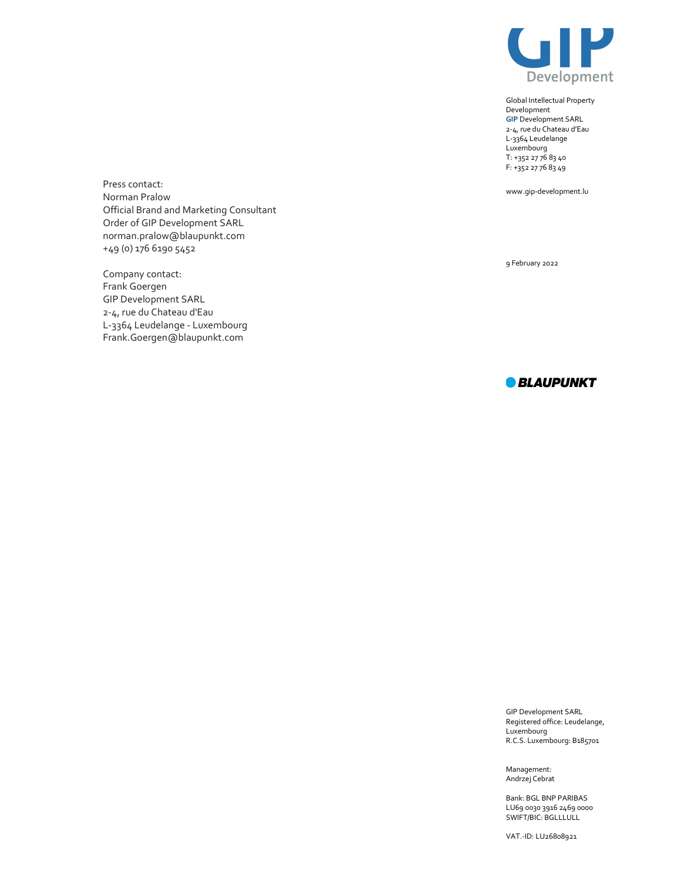Press contact:
Norman Pralow
Official Brand and Marketing Consultant
Order of GIP Development SARL
norman.pralow@blaupunkt.com
+49 (0) 176 6190 5452

Company contact:
Frank Goergen
GIP Development SARL
2-4, rue du Chateau d'Eau
L-3364 Leudelange - Luxembourg
Frank.Goergen@blaupunkt.com

GIP Development

Global Intellectual Property Development
GIP Development SARL
2-4, rue du Chateau d'Eau
L-3364 Leudelange
Luxembourg
T: +352 27 76 83 40
F: +352 27 76 83 49

www.gip-development.lu

9 February 2022

BLAUPUNKT

GIP Development SARL
Registered office: Leudelange, Luxembourg
R.C.S. Luxembourg: B185701

Management:
Andrzej Cebrat

Bank: BGL BNP PARIBAS
LU69 0030 3916 2469 0000
SWIFT/BIC: BGLLLULL

VAT.-ID: LU26808921